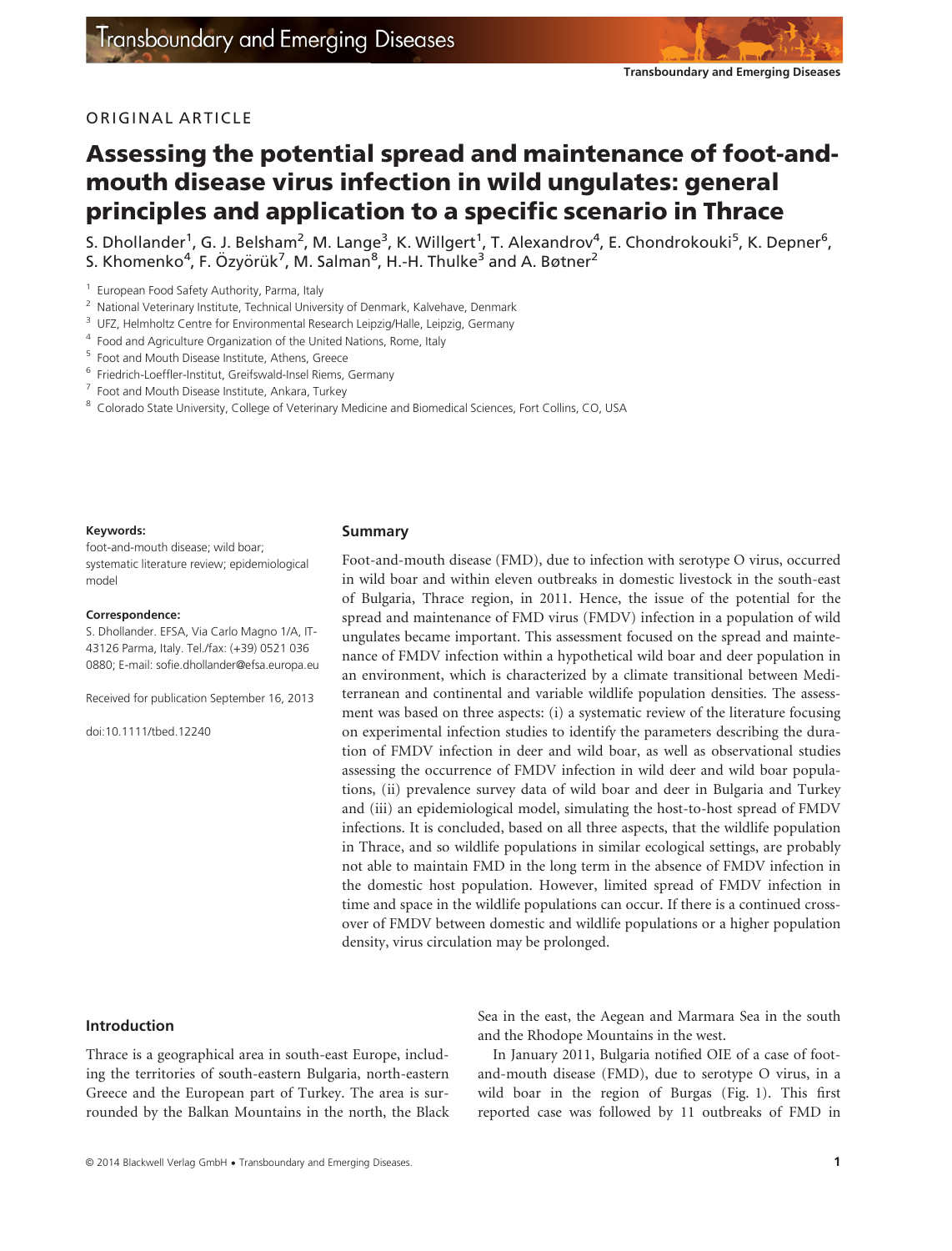ORIGINAL ARTICLE

# Assessing the potential spread and maintenance of foot-and-mouth disease virus infection in wild ungulates: general principles and application to a specific scenario in Thrace

S. Dhollander[1], G. J. Belsham[2], M. Lange[3], K. Willgert[1], T. Alexandrov[4], E. Chondrokouki[5], K. Depner[6], S. Khomenko[4], F. Özyörük[7], M. Salman[8], H.-H. Thulke[3] and A. Bøtner[2]

[1] European Food Safety Authority, Parma, Italy
[2] National Veterinary Institute, Technical University of Denmark, Kalvehave, Denmark
[3] UFZ, Helmholtz Centre for Environmental Research Leipzig/Halle, Leipzig, Germany
[4] Food and Agriculture Organization of the United Nations, Rome, Italy
[5] Foot and Mouth Disease Institute, Athens, Greece
[6] Friedrich-Loeffler-Institut, Greifswald-Insel Riems, Germany
[7] Foot and Mouth Disease Institute, Ankara, Turkey
[8] Colorado State University, College of Veterinary Medicine and Biomedical Sciences, Fort Collins, CO, USA

**Keywords:**
foot-and-mouth disease; wild boar; systematic literature review; epidemiological model

**Correspondence:**
S. Dhollander. EFSA, Via Carlo Magno 1/A, IT-43126 Parma, Italy. Tel./fax: (+39) 0521 036 0880; E-mail: sofie.dhollander@efsa.europa.eu

Received for publication September 16, 2013

doi:10.1111/tbed.12240

## Summary

Foot-and-mouth disease (FMD), due to infection with serotype O virus, occurred in wild boar and within eleven outbreaks in domestic livestock in the south-east of Bulgaria, Thrace region, in 2011. Hence, the issue of the potential for the spread and maintenance of FMD virus (FMDV) infection in a population of wild ungulates became important. This assessment focused on the spread and maintenance of FMDV infection within a hypothetical wild boar and deer population in an environment, which is characterized by a climate transitional between Mediterranean and continental and variable wildlife population densities. The assessment was based on three aspects: (i) a systematic review of the literature focusing on experimental infection studies to identify the parameters describing the duration of FMDV infection in deer and wild boar, as well as observational studies assessing the occurrence of FMDV infection in wild deer and wild boar populations, (ii) prevalence survey data of wild boar and deer in Bulgaria and Turkey and (iii) an epidemiological model, simulating the host-to-host spread of FMDV infections. It is concluded, based on all three aspects, that the wildlife population in Thrace, and so wildlife populations in similar ecological settings, are probably not able to maintain FMD in the long term in the absence of FMDV infection in the domestic host population. However, limited spread of FMDV infection in time and space in the wildlife populations can occur. If there is a continued cross-over of FMDV between domestic and wildlife populations or a higher population density, virus circulation may be prolonged.

## Introduction

Thrace is a geographical area in south-east Europe, including the territories of south-eastern Bulgaria, north-eastern Greece and the European part of Turkey. The area is surrounded by the Balkan Mountains in the north, the Black Sea in the east, the Aegean and Marmara Sea in the south and the Rhodope Mountains in the west.

In January 2011, Bulgaria notified OIE of a case of foot-and-mouth disease (FMD), due to serotype O virus, in a wild boar in the region of Burgas (Fig. 1). This first reported case was followed by 11 outbreaks of FMD in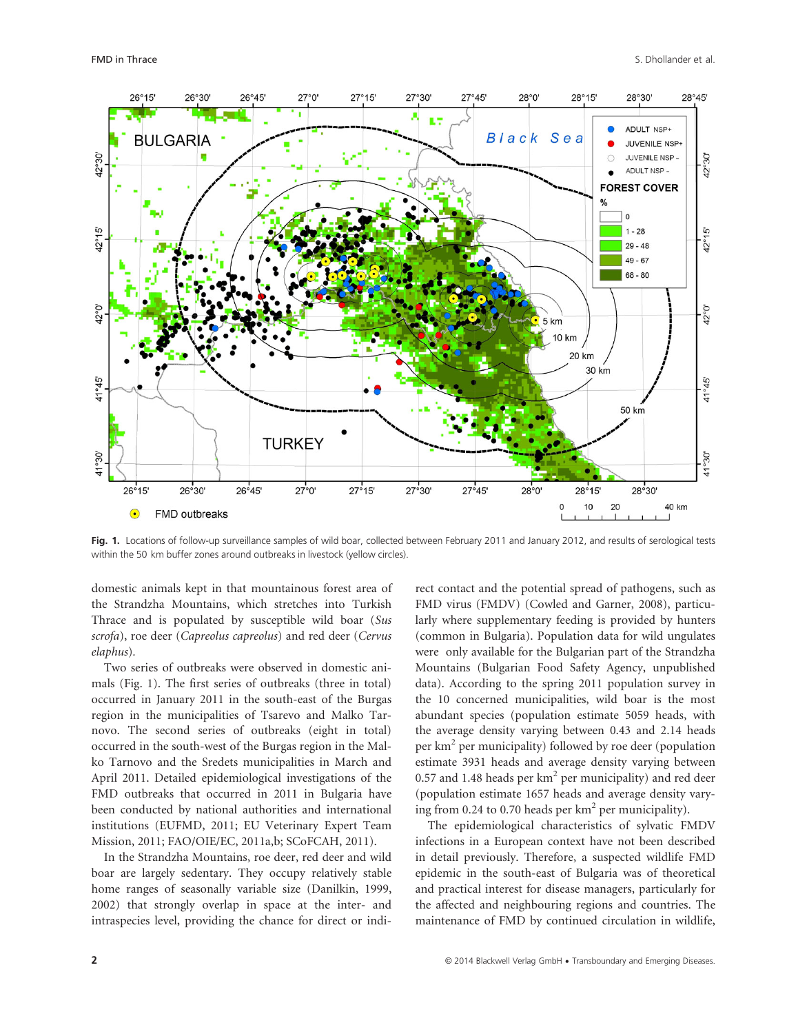Fig. 1. Locations of follow-up surveillance samples of wild boar, collected between February 2011 and January 2012, and results of serological tests within the 50 km buffer zones around outbreaks in livestock (yellow circles).

domestic animals kept in that mountainous forest area of the Strandzha Mountains, which stretches into Turkish Thrace and is populated by susceptible wild boar (*Sus scrofa*), roe deer (*Capreolus capreolus*) and red deer (*Cervus elaphus*).

Two series of outbreaks were observed in domestic animals (Fig. 1). The first series of outbreaks (three in total) occurred in January 2011 in the south-east of the Burgas region in the municipalities of Tsarevo and Malko Tarnovo. The second series of outbreaks (eight in total) occurred in the south-west of the Burgas region in the Malko Tarnovo and the Sredets municipalities in March and April 2011. Detailed epidemiological investigations of the FMD outbreaks that occurred in 2011 in Bulgaria have been conducted by national authorities and international institutions (EUFMD, 2011; EU Veterinary Expert Team Mission, 2011; FAO/OIE/EC, 2011a,b; SCoFCAH, 2011).

In the Strandzha Mountains, roe deer, red deer and wild boar are largely sedentary. They occupy relatively stable home ranges of seasonally variable size (Danilkin, 1999, 2002) that strongly overlap in space at the inter- and intraspecies level, providing the chance for direct or indirect contact and the potential spread of pathogens, such as FMD virus (FMDV) (Cowled and Garner, 2008), particularly where supplementary feeding is provided by hunters (common in Bulgaria). Population data for wild ungulates were only available for the Bulgarian part of the Strandzha Mountains (Bulgarian Food Safety Agency, unpublished data). According to the spring 2011 population survey in the 10 concerned municipalities, wild boar is the most abundant species (population estimate 5059 heads, with the average density varying between 0.43 and 2.14 heads per km$^2$ per municipality) followed by roe deer (population estimate 3931 heads and average density varying between 0.57 and 1.48 heads per km$^2$ per municipality) and red deer (population estimate 1657 heads and average density varying from 0.24 to 0.70 heads per km$^2$ per municipality).

The epidemiological characteristics of sylvatic FMDV infections in a European context have not been described in detail previously. Therefore, a suspected wildlife FMD epidemic in the south-east of Bulgaria was of theoretical and practical interest for disease managers, particularly for the affected and neighbouring regions and countries. The maintenance of FMD by continued circulation in wildlife,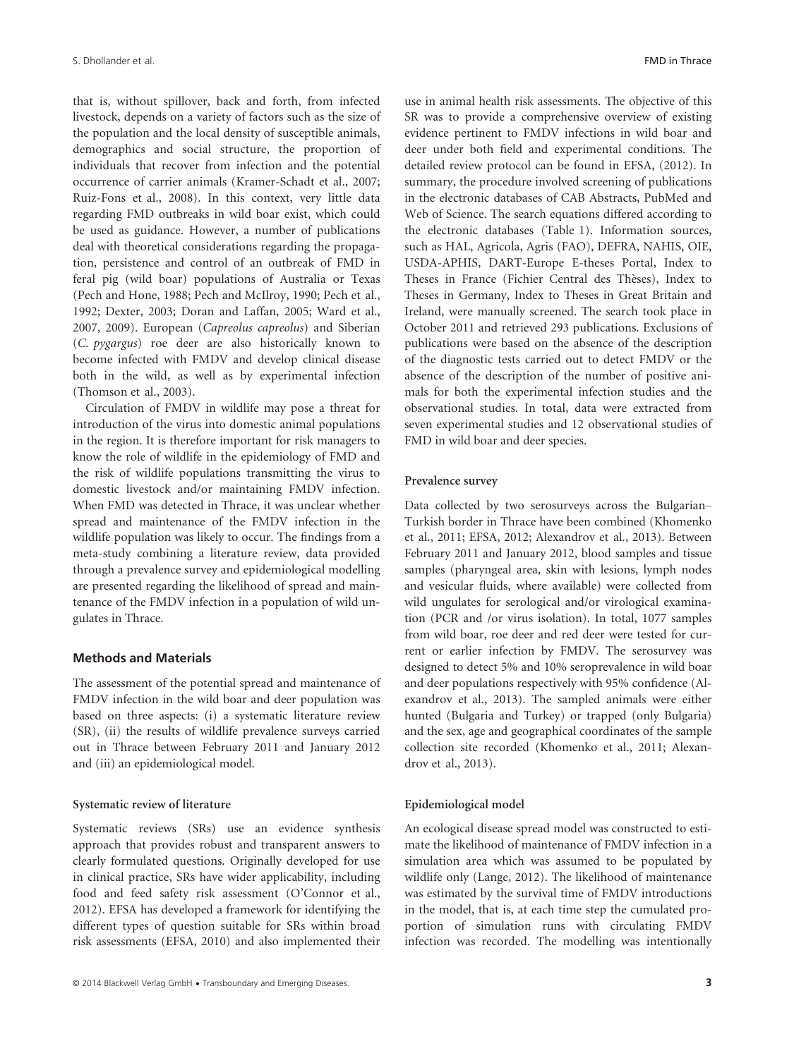that is, without spillover, back and forth, from infected livestock, depends on a variety of factors such as the size of the population and the local density of susceptible animals, demographics and social structure, the proportion of individuals that recover from infection and the potential occurrence of carrier animals (Kramer-Schadt et al., 2007; Ruiz-Fons et al., 2008). In this context, very little data regarding FMD outbreaks in wild boar exist, which could be used as guidance. However, a number of publications deal with theoretical considerations regarding the propagation, persistence and control of an outbreak of FMD in feral pig (wild boar) populations of Australia or Texas (Pech and Hone, 1988; Pech and McIlroy, 1990; Pech et al., 1992; Dexter, 2003; Doran and Laffan, 2005; Ward et al., 2007, 2009). European (*Capreolus capreolus*) and Siberian (*C. pygargus*) roe deer are also historically known to become infected with FMDV and develop clinical disease both in the wild, as well as by experimental infection (Thomson et al., 2003).

Circulation of FMDV in wildlife may pose a threat for introduction of the virus into domestic animal populations in the region. It is therefore important for risk managers to know the role of wildlife in the epidemiology of FMD and the risk of wildlife populations transmitting the virus to domestic livestock and/or maintaining FMDV infection. When FMD was detected in Thrace, it was unclear whether spread and maintenance of the FMDV infection in the wildlife population was likely to occur. The findings from a meta-study combining a literature review, data provided through a prevalence survey and epidemiological modelling are presented regarding the likelihood of spread and maintenance of the FMDV infection in a population of wild ungulates in Thrace.

## Methods and Materials

The assessment of the potential spread and maintenance of FMDV infection in the wild boar and deer population was based on three aspects: (i) a systematic literature review (SR), (ii) the results of wildlife prevalence surveys carried out in Thrace between February 2011 and January 2012 and (iii) an epidemiological model.

### Systematic review of literature

Systematic reviews (SRs) use an evidence synthesis approach that provides robust and transparent answers to clearly formulated questions. Originally developed for use in clinical practice, SRs have wider applicability, including food and feed safety risk assessment (O'Connor et al., 2012). EFSA has developed a framework for identifying the different types of question suitable for SRs within broad risk assessments (EFSA, 2010) and also implemented their use in animal health risk assessments. The objective of this SR was to provide a comprehensive overview of existing evidence pertinent to FMDV infections in wild boar and deer under both field and experimental conditions. The detailed review protocol can be found in EFSA, (2012). In summary, the procedure involved screening of publications in the electronic databases of CAB Abstracts, PubMed and Web of Science. The search equations differed according to the electronic databases (Table 1). Information sources, such as HAL, Agricola, Agris (FAO), DEFRA, NAHIS, OIE, USDA-APHIS, DART-Europe E-theses Portal, Index to Theses in France (Fichier Central des Thèses), Index to Theses in Germany, Index to Theses in Great Britain and Ireland, were manually screened. The search took place in October 2011 and retrieved 293 publications. Exclusions of publications were based on the absence of the description of the diagnostic tests carried out to detect FMDV or the absence of the description of the number of positive animals for both the experimental infection studies and the observational studies. In total, data were extracted from seven experimental studies and 12 observational studies of FMD in wild boar and deer species.

### Prevalence survey

Data collected by two serosurveys across the Bulgarian–Turkish border in Thrace have been combined (Khomenko et al., 2011; EFSA, 2012; Alexandrov et al., 2013). Between February 2011 and January 2012, blood samples and tissue samples (pharyngeal area, skin with lesions, lymph nodes and vesicular fluids, where available) were collected from wild ungulates for serological and/or virological examination (PCR and /or virus isolation). In total, 1077 samples from wild boar, roe deer and red deer were tested for current or earlier infection by FMDV. The serosurvey was designed to detect 5% and 10% seroprevalence in wild boar and deer populations respectively with 95% confidence (Alexandrov et al., 2013). The sampled animals were either hunted (Bulgaria and Turkey) or trapped (only Bulgaria) and the sex, age and geographical coordinates of the sample collection site recorded (Khomenko et al., 2011; Alexandrov et al., 2013).

### Epidemiological model

An ecological disease spread model was constructed to estimate the likelihood of maintenance of FMDV infection in a simulation area which was assumed to be populated by wildlife only (Lange, 2012). The likelihood of maintenance was estimated by the survival time of FMDV introductions in the model, that is, at each time step the cumulated proportion of simulation runs with circulating FMDV infection was recorded. The modelling was intentionally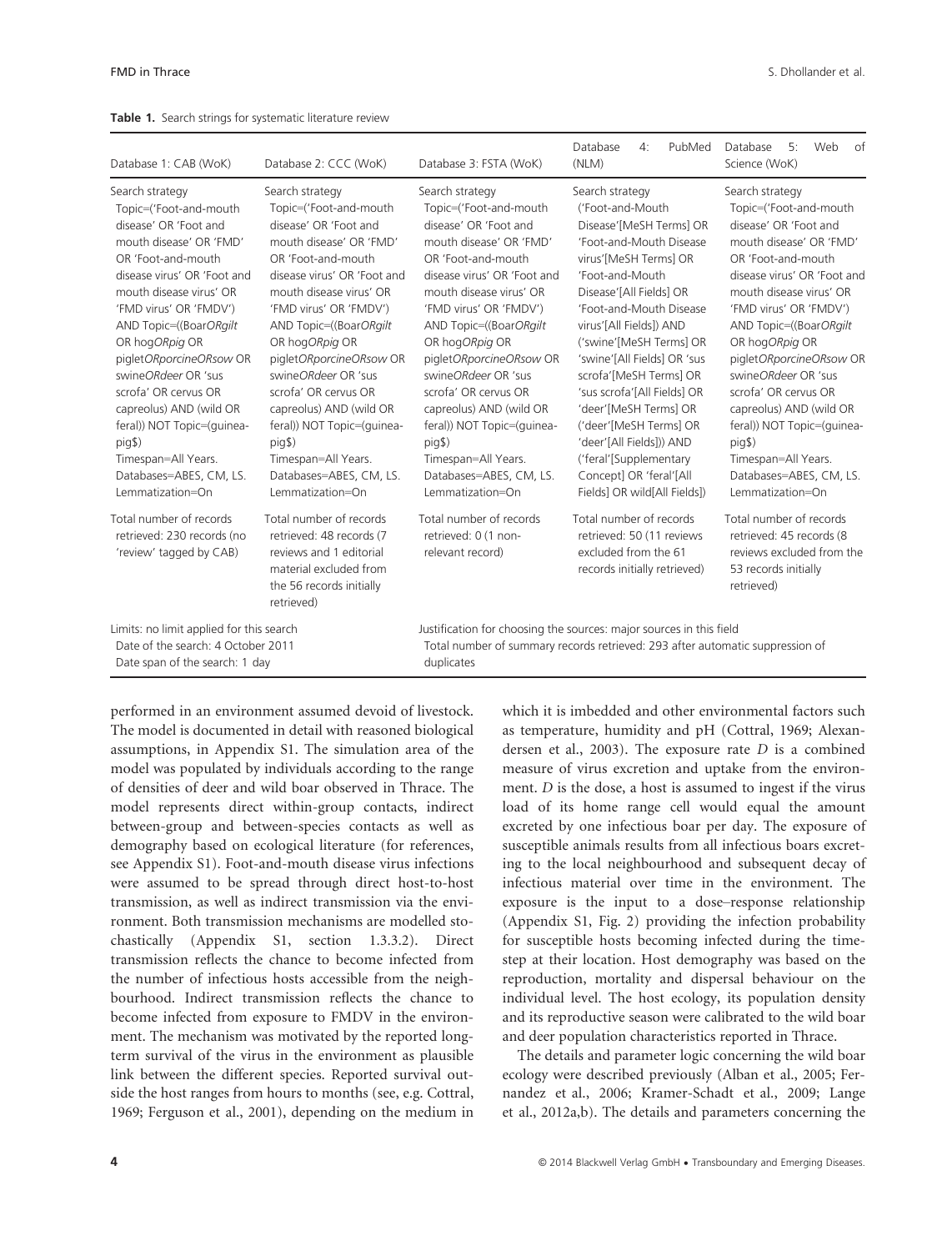**Table 1.** Search strings for systematic literature review

| Database 1: CAB (WoK) | Database 2: CCC (WoK) | Database 3: FSTA (WoK) | Database 4: PubMed (NLM) | Database 5: Web of Science (WoK) |
|---|---|---|---|---|
| Search strategy Topic=('Foot-and-mouth disease' OR 'Foot and mouth disease' OR 'FMD' OR 'Foot-and-mouth disease virus' OR 'Foot and mouth disease virus' OR 'FMD virus' OR 'FMDV') AND Topic=((Boar*OR*gilt OR hog*OR*pig OR piglet*OR*porcine*OR*sow OR swine*OR*deer OR 'sus scrofa' OR cervus OR capreolus) AND (wild OR feral)) NOT Topic=(guinea-pig$) Timespan=All Years. Databases=ABES, CM, LS. Lemmatization=On | Search strategy Topic=('Foot-and-mouth disease' OR 'Foot and mouth disease' OR 'FMD' OR 'Foot-and-mouth disease virus' OR 'Foot and mouth disease virus' OR 'FMD virus' OR 'FMDV') AND Topic=((Boar*OR*gilt OR hog*OR*pig OR piglet*OR*porcine*OR*sow OR swine*OR*deer OR 'sus scrofa' OR cervus OR capreolus) AND (wild OR feral)) NOT Topic=(guinea-pig$) Timespan=All Years. Databases=ABES, CM, LS. Lemmatization=On | Search strategy Topic=('Foot-and-mouth disease' OR 'Foot and mouth disease' OR 'FMD' OR 'Foot-and-mouth disease virus' OR 'Foot and mouth disease virus' OR 'FMD virus' OR 'FMDV') AND Topic=((Boar*OR*gilt OR hog*OR*pig OR piglet*OR*porcine*OR*sow OR swine*OR*deer OR 'sus scrofa' OR cervus OR capreolus) AND (wild OR feral)) NOT Topic=(guinea-pig$) Timespan=All Years. Databases=ABES, CM, LS. Lemmatization=On | Search strategy ('Foot-and-Mouth Disease'[MeSH Terms] OR 'Foot-and-Mouth Disease virus'[MeSH Terms] OR 'Foot-and-Mouth Disease'[All Fields] OR 'Foot-and-Mouth Disease virus'[All Fields]) AND ('swine'[MeSH Terms] OR 'swine'[All Fields] OR 'sus scrofa'[MeSH Terms] OR 'sus scrofa'[All Fields] OR 'deer'[MeSH Terms] OR ('deer'[MeSH Terms] OR 'deer'[All Fields])) AND ('feral'[Supplementary Concept] OR 'feral'[All Fields] OR wild[All Fields]) | Search strategy Topic=('Foot-and-mouth disease' OR 'Foot and mouth disease' OR 'FMD' OR 'Foot-and-mouth disease virus' OR 'Foot and mouth disease virus' OR 'FMD virus' OR 'FMDV') AND Topic=((Boar*OR*gilt OR hog*OR*pig OR piglet*OR*porcine*OR*sow OR swine*OR*deer OR 'sus scrofa' OR cervus OR capreolus) AND (wild OR feral)) NOT Topic=(guinea-pig$) Timespan=All Years. Databases=ABES, CM, LS. Lemmatization=On |
| Total number of records retrieved: 230 records (no 'review' tagged by CAB) | Total number of records retrieved: 48 records (7 reviews and 1 editorial material excluded from the 56 records initially retrieved) | Total number of records retrieved: 0 (1 non-relevant record) | Total number of records retrieved: 50 (11 reviews excluded from the 61 records initially retrieved) | Total number of records retrieved: 45 records (8 reviews excluded from the 53 records initially retrieved) |
| Limits: no limit applied for this search Date of the search: 4 October 2011 Date span of the search: 1 day | | Justification for choosing the sources: major sources in this field Total number of summary records retrieved: 293 after automatic suppression of duplicates | | |

performed in an environment assumed devoid of livestock. The model is documented in detail with reasoned biological assumptions, in Appendix S1. The simulation area of the model was populated by individuals according to the range of densities of deer and wild boar observed in Thrace. The model represents direct within-group contacts, indirect between-group and between-species contacts as well as demography based on ecological literature (for references, see Appendix S1). Foot-and-mouth disease virus infections were assumed to be spread through direct host-to-host transmission, as well as indirect transmission via the environment. Both transmission mechanisms are modelled stochastically (Appendix S1, section 1.3.3.2). Direct transmission reflects the chance to become infected from the number of infectious hosts accessible from the neighbourhood. Indirect transmission reflects the chance to become infected from exposure to FMDV in the environment. The mechanism was motivated by the reported long-term survival of the virus in the environment as plausible link between the different species. Reported survival outside the host ranges from hours to months (see, e.g. Cottral, 1969; Ferguson et al., 2001), depending on the medium in which it is imbedded and other environmental factors such as temperature, humidity and pH (Cottral, 1969; Alexandersen et al., 2003). The exposure rate $D$ is a combined measure of virus excretion and uptake from the environment. $D$ is the dose, a host is assumed to ingest if the virus load of its home range cell would equal the amount excreted by one infectious boar per day. The exposure of susceptible animals results from all infectious boars excreting to the local neighbourhood and subsequent decay of infectious material over time in the environment. The exposure is the input to a dose–response relationship (Appendix S1, Fig. 2) providing the infection probability for susceptible hosts becoming infected during the time-step at their location. Host demography was based on the reproduction, mortality and dispersal behaviour on the individual level. The host ecology, its population density and its reproductive season were calibrated to the wild boar and deer population characteristics reported in Thrace.

The details and parameter logic concerning the wild boar ecology were described previously (Alban et al., 2005; Fernandez et al., 2006; Kramer-Schadt et al., 2009; Lange et al., 2012a,b). The details and parameters concerning the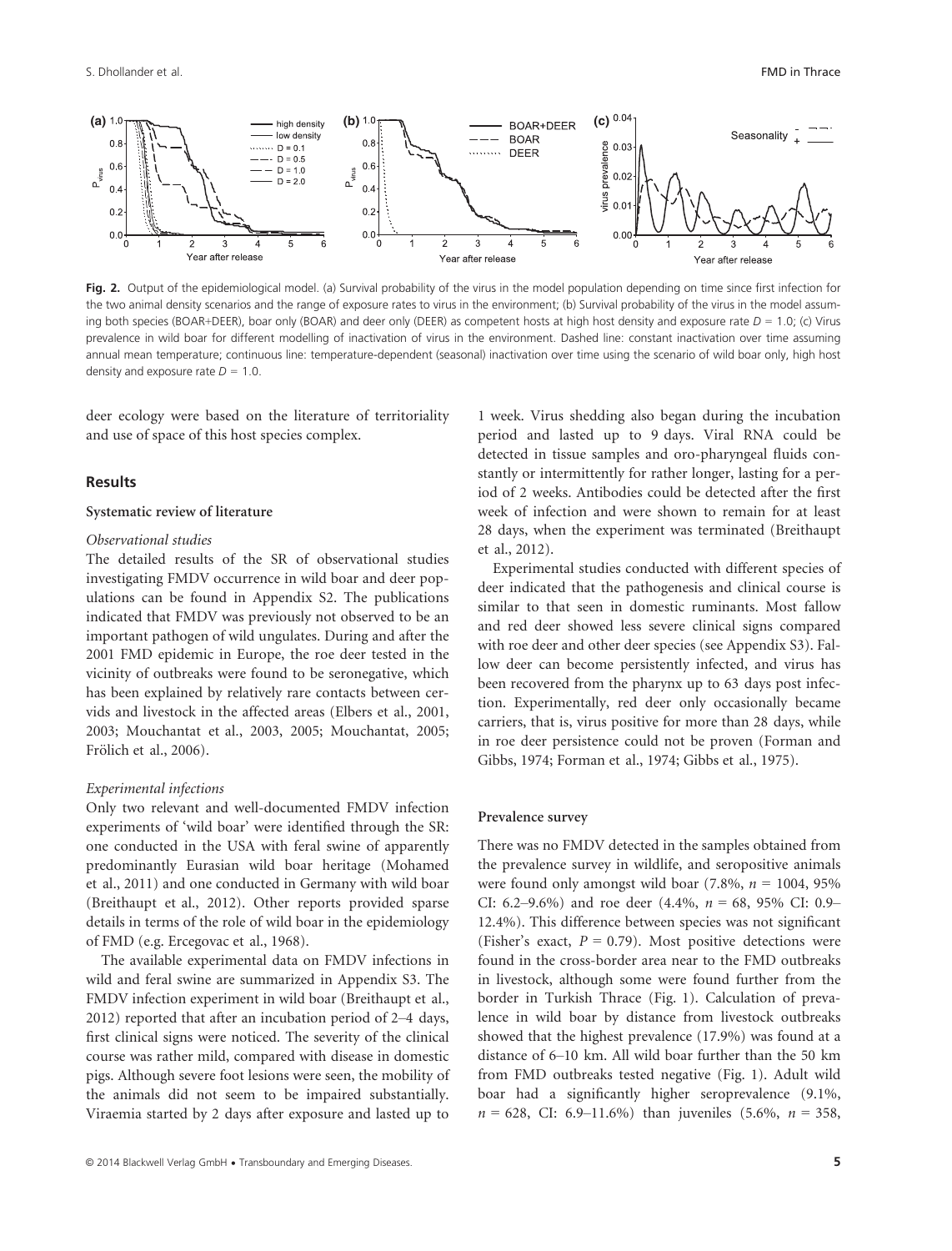Fig. 2. Output of the epidemiological model. (a) Survival probability of the virus in the model population depending on time since first infection for the two animal density scenarios and the range of exposure rates to virus in the environment; (b) Survival probability of the virus in the model assuming both species (BOAR+DEER), boar only (BOAR) and deer only (DEER) as competent hosts at high host density and exposure rate $D = 1.0$; (c) Virus prevalence in wild boar for different modelling of inactivation of virus in the environment. Dashed line: constant inactivation over time assuming annual mean temperature; continuous line: temperature-dependent (seasonal) inactivation over time using the scenario of wild boar only, high host density and exposure rate $D = 1.0$.

deer ecology were based on the literature of territoriality and use of space of this host species complex.

## Results

### Systematic review of literature

#### *Observational studies*

The detailed results of the SR of observational studies investigating FMDV occurrence in wild boar and deer populations can be found in Appendix S2. The publications indicated that FMDV was previously not observed to be an important pathogen of wild ungulates. During and after the 2001 FMD epidemic in Europe, the roe deer tested in the vicinity of outbreaks were found to be seronegative, which has been explained by relatively rare contacts between cervids and livestock in the affected areas (Elbers et al., 2001, 2003; Mouchantat et al., 2003, 2005; Mouchantat, 2005; Frölich et al., 2006).

#### *Experimental infections*

Only two relevant and well-documented FMDV infection experiments of 'wild boar' were identified through the SR: one conducted in the USA with feral swine of apparently predominantly Eurasian wild boar heritage (Mohamed et al., 2011) and one conducted in Germany with wild boar (Breithaupt et al., 2012). Other reports provided sparse details in terms of the role of wild boar in the epidemiology of FMD (e.g. Ercegovac et al., 1968).

The available experimental data on FMDV infections in wild and feral swine are summarized in Appendix S3. The FMDV infection experiment in wild boar (Breithaupt et al., 2012) reported that after an incubation period of 2–4 days, first clinical signs were noticed. The severity of the clinical course was rather mild, compared with disease in domestic pigs. Although severe foot lesions were seen, the mobility of the animals did not seem to be impaired substantially. Viraemia started by 2 days after exposure and lasted up to 1 week. Virus shedding also began during the incubation period and lasted up to 9 days. Viral RNA could be detected in tissue samples and oro-pharyngeal fluids constantly or intermittently for rather longer, lasting for a period of 2 weeks. Antibodies could be detected after the first week of infection and were shown to remain for at least 28 days, when the experiment was terminated (Breithaupt et al., 2012).

Experimental studies conducted with different species of deer indicated that the pathogenesis and clinical course is similar to that seen in domestic ruminants. Most fallow and red deer showed less severe clinical signs compared with roe deer and other deer species (see Appendix S3). Fallow deer can become persistently infected, and virus has been recovered from the pharynx up to 63 days post infection. Experimentally, red deer only occasionally became carriers, that is, virus positive for more than 28 days, while in roe deer persistence could not be proven (Forman and Gibbs, 1974; Forman et al., 1974; Gibbs et al., 1975).

### Prevalence survey

There was no FMDV detected in the samples obtained from the prevalence survey in wildlife, and seropositive animals were found only amongst wild boar (7.8%, $n = 1004$, 95% CI: 6.2–9.6%) and roe deer (4.4%, $n = 68$, 95% CI: 0.9–12.4%). This difference between species was not significant (Fisher's exact, $P = 0.79$). Most positive detections were found in the cross-border area near to the FMD outbreaks in livestock, although some were found further from the border in Turkish Thrace (Fig. 1). Calculation of prevalence in wild boar by distance from livestock outbreaks showed that the highest prevalence (17.9%) was found at a distance of 6–10 km. All wild boar further than the 50 km from FMD outbreaks tested negative (Fig. 1). Adult wild boar had a significantly higher seroprevalence (9.1%, $n = 628$, CI: 6.9–11.6%) than juveniles (5.6%, $n = 358$,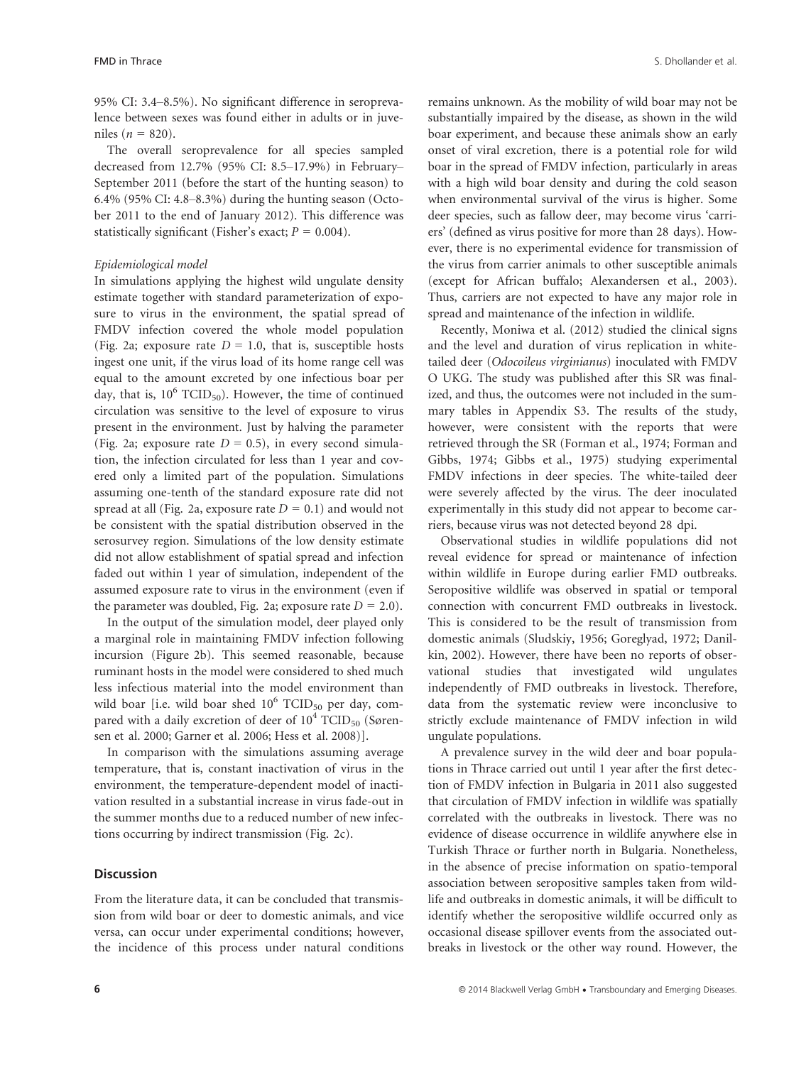95% CI: 3.4–8.5%). No significant difference in seroprevalence between sexes was found either in adults or in juveniles ($n = 820$).

The overall seroprevalence for all species sampled decreased from 12.7% (95% CI: 8.5–17.9%) in February–September 2011 (before the start of the hunting season) to 6.4% (95% CI: 4.8–8.3%) during the hunting season (October 2011 to the end of January 2012). This difference was statistically significant (Fisher's exact; $P = 0.004$).

*Epidemiological model*

In simulations applying the highest wild ungulate density estimate together with standard parameterization of exposure to virus in the environment, the spatial spread of FMDV infection covered the whole model population (Fig. 2a; exposure rate $D = 1.0$, that is, susceptible hosts ingest one unit, if the virus load of its home range cell was equal to the amount excreted by one infectious boar per day, that is, $10^6$ $TCID_{50}$). However, the time of continued circulation was sensitive to the level of exposure to virus present in the environment. Just by halving the parameter (Fig. 2a; exposure rate $D = 0.5$), in every second simulation, the infection circulated for less than 1 year and covered only a limited part of the population. Simulations assuming one-tenth of the standard exposure rate did not spread at all (Fig. 2a, exposure rate $D = 0.1$) and would not be consistent with the spatial distribution observed in the serosurvey region. Simulations of the low density estimate did not allow establishment of spatial spread and infection faded out within 1 year of simulation, independent of the assumed exposure rate to virus in the environment (even if the parameter was doubled, Fig. 2a; exposure rate $D = 2.0$).

In the output of the simulation model, deer played only a marginal role in maintaining FMDV infection following incursion (Figure 2b). This seemed reasonable, because ruminant hosts in the model were considered to shed much less infectious material into the model environment than wild boar [i.e. wild boar shed $10^6$ $TCID_{50}$ per day, compared with a daily excretion of deer of $10^4$ $TCID_{50}$ (Sørensen et al. 2000; Garner et al. 2006; Hess et al. 2008)].

In comparison with the simulations assuming average temperature, that is, constant inactivation of virus in the environment, the temperature-dependent model of inactivation resulted in a substantial increase in virus fade-out in the summer months due to a reduced number of new infections occurring by indirect transmission (Fig. 2c).

## Discussion

From the literature data, it can be concluded that transmission from wild boar or deer to domestic animals, and vice versa, can occur under experimental conditions; however, the incidence of this process under natural conditions remains unknown. As the mobility of wild boar may not be substantially impaired by the disease, as shown in the wild boar experiment, and because these animals show an early onset of viral excretion, there is a potential role for wild boar in the spread of FMDV infection, particularly in areas with a high wild boar density and during the cold season when environmental survival of the virus is higher. Some deer species, such as fallow deer, may become virus 'carriers' (defined as virus positive for more than 28 days). However, there is no experimental evidence for transmission of the virus from carrier animals to other susceptible animals (except for African buffalo; Alexandersen et al., 2003). Thus, carriers are not expected to have any major role in spread and maintenance of the infection in wildlife.

Recently, Moniwa et al. (2012) studied the clinical signs and the level and duration of virus replication in white-tailed deer (*Odocoileus virginianus*) inoculated with FMDV O UKG. The study was published after this SR was finalized, and thus, the outcomes were not included in the summary tables in Appendix S3. The results of the study, however, were consistent with the reports that were retrieved through the SR (Forman et al., 1974; Forman and Gibbs, 1974; Gibbs et al., 1975) studying experimental FMDV infections in deer species. The white-tailed deer were severely affected by the virus. The deer inoculated experimentally in this study did not appear to become carriers, because virus was not detected beyond 28 dpi.

Observational studies in wildlife populations did not reveal evidence for spread or maintenance of infection within wildlife in Europe during earlier FMD outbreaks. Seropositive wildlife was observed in spatial or temporal connection with concurrent FMD outbreaks in livestock. This is considered to be the result of transmission from domestic animals (Sludskiy, 1956; Goreglyad, 1972; Danilkin, 2002). However, there have been no reports of observational studies that investigated wild ungulates independently of FMD outbreaks in livestock. Therefore, data from the systematic review were inconclusive to strictly exclude maintenance of FMDV infection in wild ungulate populations.

A prevalence survey in the wild deer and boar populations in Thrace carried out until 1 year after the first detection of FMDV infection in Bulgaria in 2011 also suggested that circulation of FMDV infection in wildlife was spatially correlated with the outbreaks in livestock. There was no evidence of disease occurrence in wildlife anywhere else in Turkish Thrace or further north in Bulgaria. Nonetheless, in the absence of precise information on spatio-temporal association between seropositive samples taken from wildlife and outbreaks in domestic animals, it will be difficult to identify whether the seropositive wildlife occurred only as occasional disease spillover events from the associated outbreaks in livestock or the other way round. However, the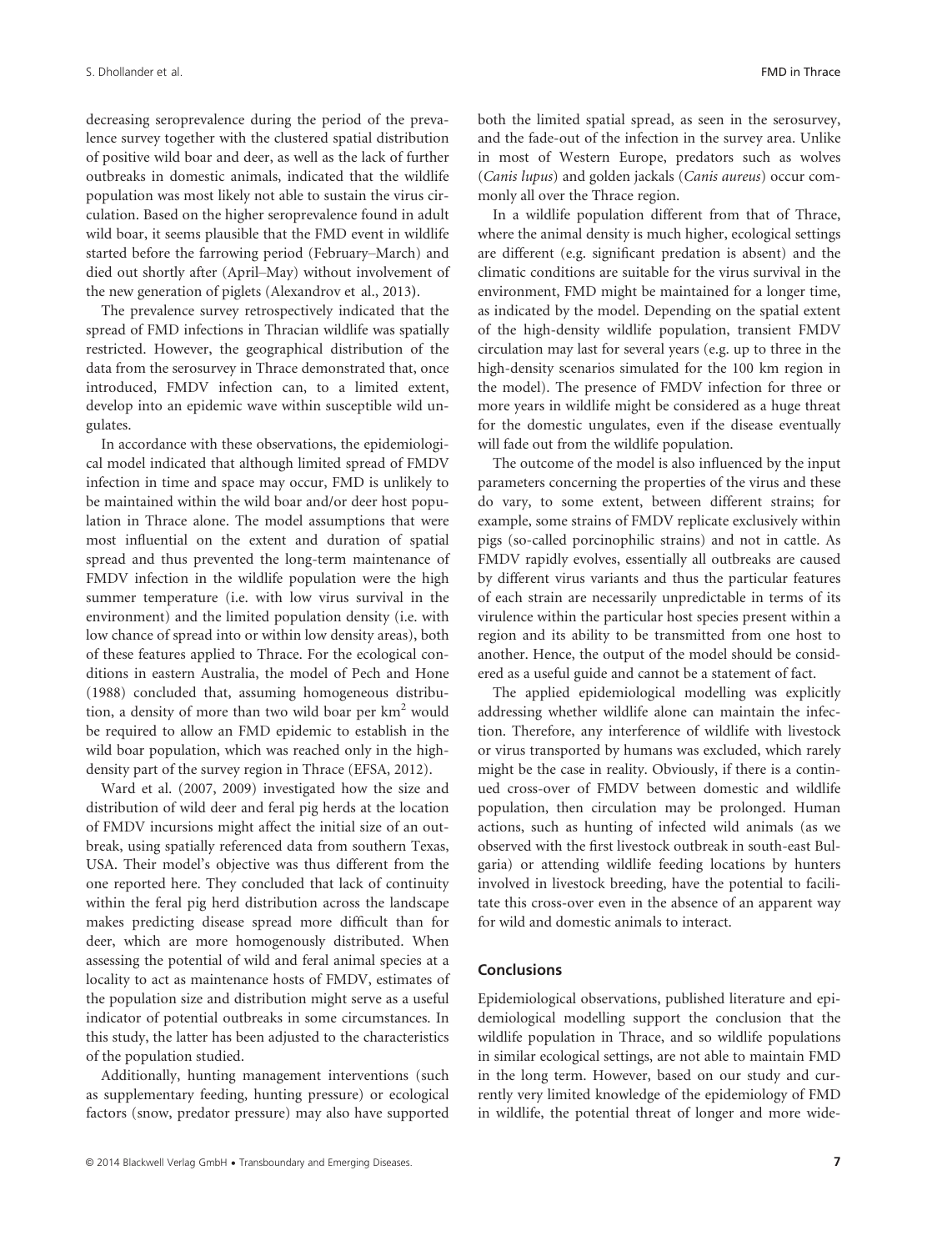decreasing seroprevalence during the period of the prevalence survey together with the clustered spatial distribution of positive wild boar and deer, as well as the lack of further outbreaks in domestic animals, indicated that the wildlife population was most likely not able to sustain the virus circulation. Based on the higher seroprevalence found in adult wild boar, it seems plausible that the FMD event in wildlife started before the farrowing period (February–March) and died out shortly after (April–May) without involvement of the new generation of piglets (Alexandrov et al., 2013).

The prevalence survey retrospectively indicated that the spread of FMD infections in Thracian wildlife was spatially restricted. However, the geographical distribution of the data from the serosurvey in Thrace demonstrated that, once introduced, FMDV infection can, to a limited extent, develop into an epidemic wave within susceptible wild ungulates.

In accordance with these observations, the epidemiological model indicated that although limited spread of FMDV infection in time and space may occur, FMD is unlikely to be maintained within the wild boar and/or deer host population in Thrace alone. The model assumptions that were most influential on the extent and duration of spatial spread and thus prevented the long-term maintenance of FMDV infection in the wildlife population were the high summer temperature (i.e. with low virus survival in the environment) and the limited population density (i.e. with low chance of spread into or within low density areas), both of these features applied to Thrace. For the ecological conditions in eastern Australia, the model of Pech and Hone (1988) concluded that, assuming homogeneous distribution, a density of more than two wild boar per km$^2$ would be required to allow an FMD epidemic to establish in the wild boar population, which was reached only in the high-density part of the survey region in Thrace (EFSA, 2012).

Ward et al. (2007, 2009) investigated how the size and distribution of wild deer and feral pig herds at the location of FMDV incursions might affect the initial size of an outbreak, using spatially referenced data from southern Texas, USA. Their model's objective was thus different from the one reported here. They concluded that lack of continuity within the feral pig herd distribution across the landscape makes predicting disease spread more difficult than for deer, which are more homogenously distributed. When assessing the potential of wild and feral animal species at a locality to act as maintenance hosts of FMDV, estimates of the population size and distribution might serve as a useful indicator of potential outbreaks in some circumstances. In this study, the latter has been adjusted to the characteristics of the population studied.

Additionally, hunting management interventions (such as supplementary feeding, hunting pressure) or ecological factors (snow, predator pressure) may also have supported both the limited spatial spread, as seen in the serosurvey, and the fade-out of the infection in the survey area. Unlike in most of Western Europe, predators such as wolves (*Canis lupus*) and golden jackals (*Canis aureus*) occur commonly all over the Thrace region.

In a wildlife population different from that of Thrace, where the animal density is much higher, ecological settings are different (e.g. significant predation is absent) and the climatic conditions are suitable for the virus survival in the environment, FMD might be maintained for a longer time, as indicated by the model. Depending on the spatial extent of the high-density wildlife population, transient FMDV circulation may last for several years (e.g. up to three in the high-density scenarios simulated for the 100 km region in the model). The presence of FMDV infection for three or more years in wildlife might be considered as a huge threat for the domestic ungulates, even if the disease eventually will fade out from the wildlife population.

The outcome of the model is also influenced by the input parameters concerning the properties of the virus and these do vary, to some extent, between different strains; for example, some strains of FMDV replicate exclusively within pigs (so-called porcinophilic strains) and not in cattle. As FMDV rapidly evolves, essentially all outbreaks are caused by different virus variants and thus the particular features of each strain are necessarily unpredictable in terms of its virulence within the particular host species present within a region and its ability to be transmitted from one host to another. Hence, the output of the model should be considered as a useful guide and cannot be a statement of fact.

The applied epidemiological modelling was explicitly addressing whether wildlife alone can maintain the infection. Therefore, any interference of wildlife with livestock or virus transported by humans was excluded, which rarely might be the case in reality. Obviously, if there is a continued cross-over of FMDV between domestic and wildlife population, then circulation may be prolonged. Human actions, such as hunting of infected wild animals (as we observed with the first livestock outbreak in south-east Bulgaria) or attending wildlife feeding locations by hunters involved in livestock breeding, have the potential to facilitate this cross-over even in the absence of an apparent way for wild and domestic animals to interact.

## Conclusions

Epidemiological observations, published literature and epidemiological modelling support the conclusion that the wildlife population in Thrace, and so wildlife populations in similar ecological settings, are not able to maintain FMD in the long term. However, based on our study and currently very limited knowledge of the epidemiology of FMD in wildlife, the potential threat of longer and more wide-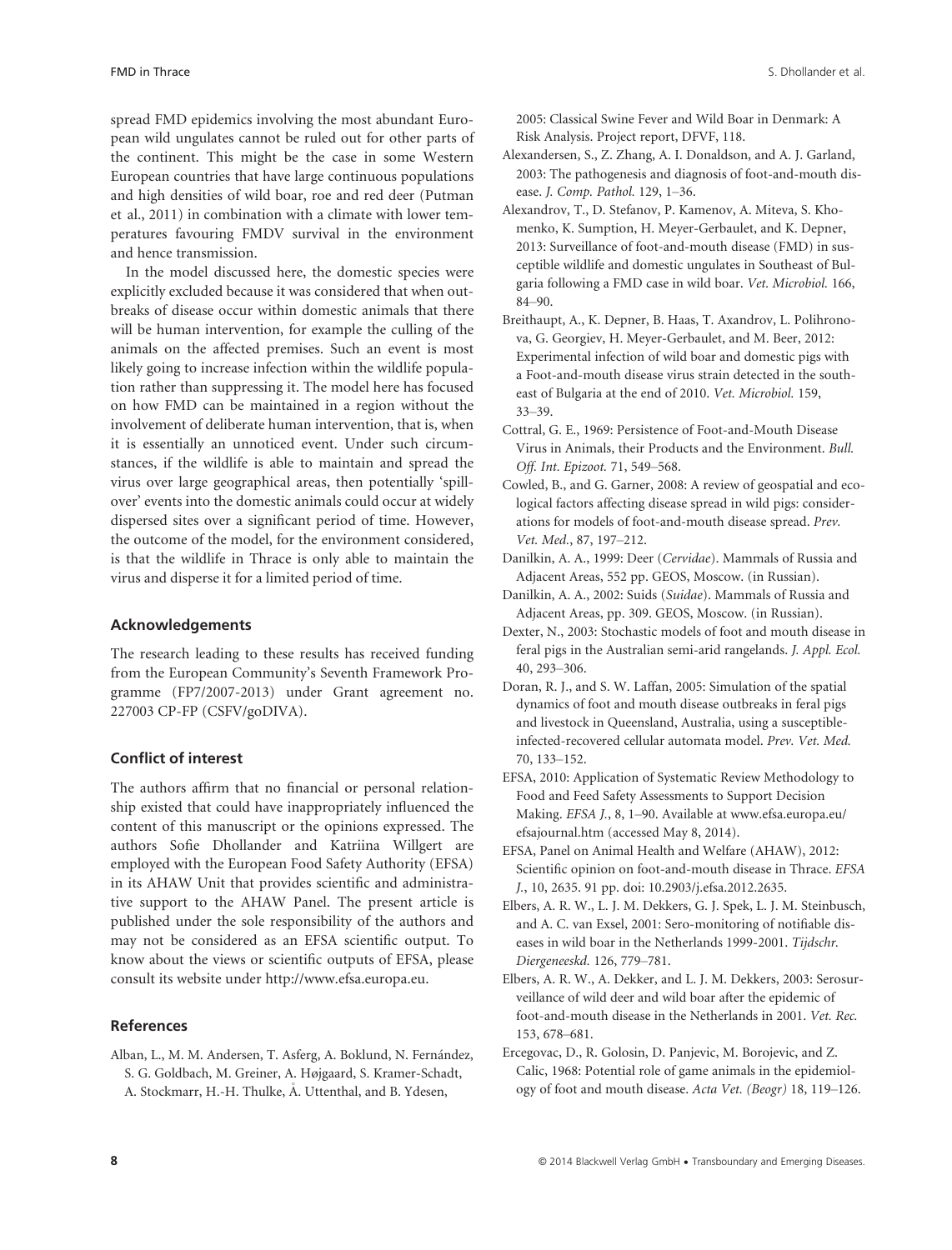spread FMD epidemics involving the most abundant European wild ungulates cannot be ruled out for other parts of the continent. This might be the case in some Western European countries that have large continuous populations and high densities of wild boar, roe and red deer (Putman et al., 2011) in combination with a climate with lower temperatures favouring FMDV survival in the environment and hence transmission.

In the model discussed here, the domestic species were explicitly excluded because it was considered that when outbreaks of disease occur within domestic animals that there will be human intervention, for example the culling of the animals on the affected premises. Such an event is most likely going to increase infection within the wildlife population rather than suppressing it. The model here has focused on how FMD can be maintained in a region without the involvement of deliberate human intervention, that is, when it is essentially an unnoticed event. Under such circumstances, if the wildlife is able to maintain and spread the virus over large geographical areas, then potentially 'spill-over' events into the domestic animals could occur at widely dispersed sites over a significant period of time. However, the outcome of the model, for the environment considered, is that the wildlife in Thrace is only able to maintain the virus and disperse it for a limited period of time.

## Acknowledgements

The research leading to these results has received funding from the European Community's Seventh Framework Programme (FP7/2007-2013) under Grant agreement no. 227003 CP-FP (CSFV/goDIVA).

## Conflict of interest

The authors affirm that no financial or personal relationship existed that could have inappropriately influenced the content of this manuscript or the opinions expressed. The authors Sofie Dhollander and Katriina Willgert are employed with the European Food Safety Authority (EFSA) in its AHAW Unit that provides scientific and administrative support to the AHAW Panel. The present article is published under the sole responsibility of the authors and may not be considered as an EFSA scientific output. To know about the views or scientific outputs of EFSA, please consult its website under http://www.efsa.europa.eu.

## References

Alban, L., M. M. Andersen, T. Asferg, A. Boklund, N. Fernández, S. G. Goldbach, M. Greiner, A. Højgaard, S. Kramer-Schadt, A. Stockmarr, H.-H. Thulke, Å. Uttenthal, and B. Ydesen, 2005: Classical Swine Fever and Wild Boar in Denmark: A Risk Analysis. Project report, DFVF, 118.

Alexandersen, S., Z. Zhang, A. I. Donaldson, and A. J. Garland, 2003: The pathogenesis and diagnosis of foot-and-mouth disease. *J. Comp. Pathol.* 129, 1–36.

Alexandrov, T., D. Stefanov, P. Kamenov, A. Miteva, S. Khomenko, K. Sumption, H. Meyer-Gerbaulet, and K. Depner, 2013: Surveillance of foot-and-mouth disease (FMD) in susceptible wildlife and domestic ungulates in Southeast of Bulgaria following a FMD case in wild boar. *Vet. Microbiol.* 166, 84–90.

Breithaupt, A., K. Depner, B. Haas, T. Axandrov, L. Polihronova, G. Georgiev, H. Meyer-Gerbaulet, and M. Beer, 2012: Experimental infection of wild boar and domestic pigs with a Foot-and-mouth disease virus strain detected in the southeast of Bulgaria at the end of 2010. *Vet. Microbiol.* 159, 33–39.

Cottral, G. E., 1969: Persistence of Foot-and-Mouth Disease Virus in Animals, their Products and the Environment. *Bull. Off. Int. Epizoot.* 71, 549–568.

Cowled, B., and G. Garner, 2008: A review of geospatial and ecological factors affecting disease spread in wild pigs: considerations for models of foot-and-mouth disease spread. *Prev. Vet. Med.*, 87, 197–212.

Danilkin, A. A., 1999: Deer (*Cervidae*). Mammals of Russia and Adjacent Areas, 552 pp. GEOS, Moscow. (in Russian).

Danilkin, A. A., 2002: Suids (*Suidae*). Mammals of Russia and Adjacent Areas, pp. 309. GEOS, Moscow. (in Russian).

Dexter, N., 2003: Stochastic models of foot and mouth disease in feral pigs in the Australian semi-arid rangelands. *J. Appl. Ecol.* 40, 293–306.

Doran, R. J., and S. W. Laffan, 2005: Simulation of the spatial dynamics of foot and mouth disease outbreaks in feral pigs and livestock in Queensland, Australia, using a susceptible-infected-recovered cellular automata model. *Prev. Vet. Med.* 70, 133–152.

EFSA, 2010: Application of Systematic Review Methodology to Food and Feed Safety Assessments to Support Decision Making. *EFSA J.*, 8, 1–90. Available at www.efsa.europa.eu/efsajournal.htm (accessed May 8, 2014).

EFSA, Panel on Animal Health and Welfare (AHAW), 2012: Scientific opinion on foot-and-mouth disease in Thrace. *EFSA J.*, 10, 2635. 91 pp. doi: 10.2903/j.efsa.2012.2635.

Elbers, A. R. W., L. J. M. Dekkers, G. J. Spek, L. J. M. Steinbusch, and A. C. van Exsel, 2001: Sero-monitoring of notifiable diseases in wild boar in the Netherlands 1999-2001. *Tijdschr. Diergeneeskd.* 126, 779–781.

Elbers, A. R. W., A. Dekker, and L. J. M. Dekkers, 2003: Serosurveillance of wild deer and wild boar after the epidemic of foot-and-mouth disease in the Netherlands in 2001. *Vet. Rec.* 153, 678–681.

Ercegovac, D., R. Golosin, D. Panjevic, M. Borojevic, and Z. Calic, 1968: Potential role of game animals in the epidemiology of foot and mouth disease. *Acta Vet. (Beogr)* 18, 119–126.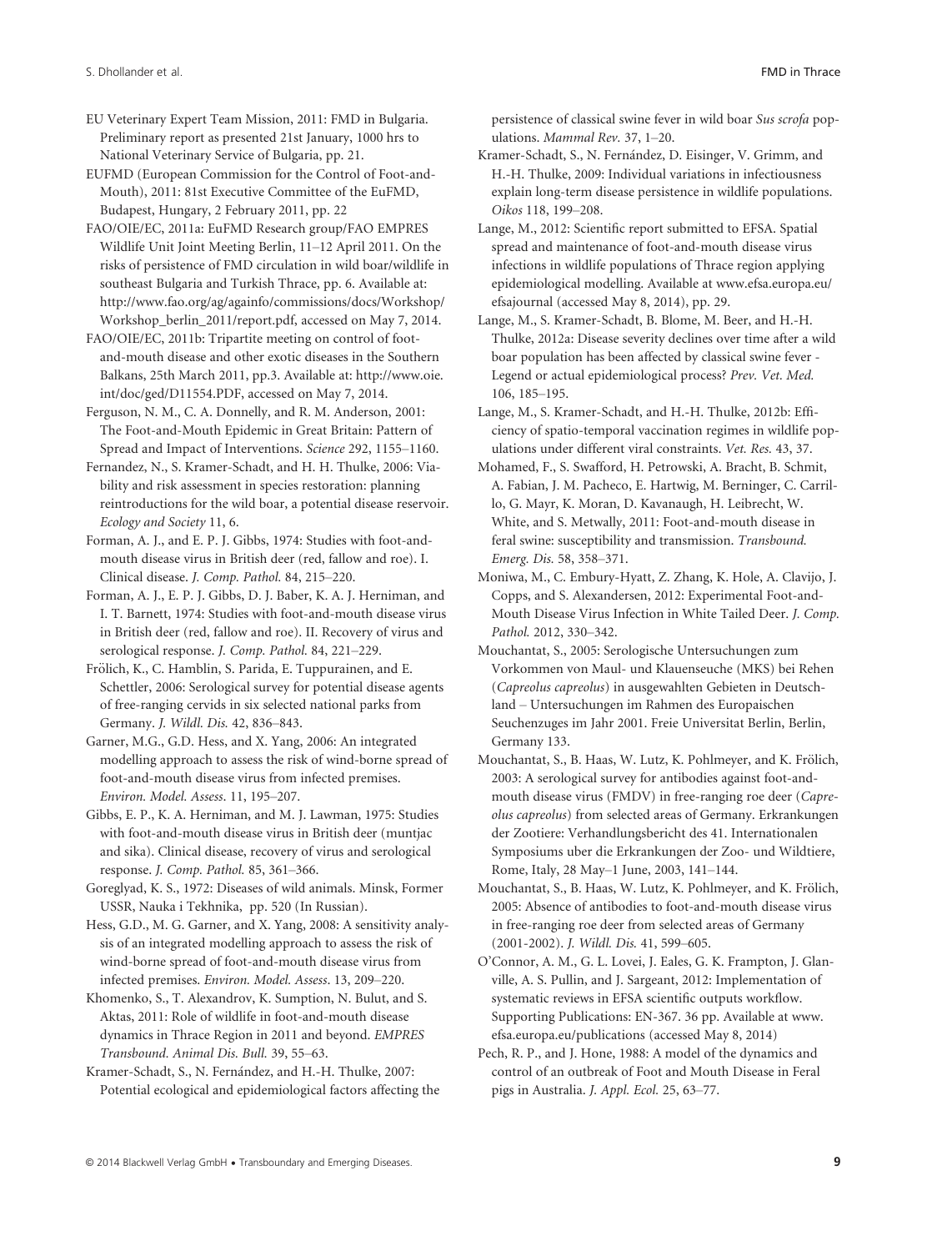EU Veterinary Expert Team Mission, 2011: FMD in Bulgaria. Preliminary report as presented 21st January, 1000 hrs to National Veterinary Service of Bulgaria, pp. 21.

EUFMD (European Commission for the Control of Foot-and-Mouth), 2011: 81st Executive Committee of the EuFMD, Budapest, Hungary, 2 February 2011, pp. 22

FAO/OIE/EC, 2011a: EuFMD Research group/FAO EMPRES Wildlife Unit Joint Meeting Berlin, 11–12 April 2011. On the risks of persistence of FMD circulation in wild boar/wildlife in southeast Bulgaria and Turkish Thrace, pp. 6. Available at: http://www.fao.org/ag/againfo/commissions/docs/Workshop/Workshop_berlin_2011/report.pdf, accessed on May 7, 2014.

FAO/OIE/EC, 2011b: Tripartite meeting on control of foot-and-mouth disease and other exotic diseases in the Southern Balkans, 25th March 2011, pp.3. Available at: http://www.oie.int/doc/ged/D11554.PDF, accessed on May 7, 2014.

Ferguson, N. M., C. A. Donnelly, and R. M. Anderson, 2001: The Foot-and-Mouth Epidemic in Great Britain: Pattern of Spread and Impact of Interventions. *Science* 292, 1155–1160.

Fernandez, N., S. Kramer-Schadt, and H. H. Thulke, 2006: Viability and risk assessment in species restoration: planning reintroductions for the wild boar, a potential disease reservoir. *Ecology and Society* 11, 6.

Forman, A. J., and E. P. J. Gibbs, 1974: Studies with foot-and-mouth disease virus in British deer (red, fallow and roe). I. Clinical disease. *J. Comp. Pathol.* 84, 215–220.

Forman, A. J., E. P. J. Gibbs, D. J. Baber, K. A. J. Herniman, and I. T. Barnett, 1974: Studies with foot-and-mouth disease virus in British deer (red, fallow and roe). II. Recovery of virus and serological response. *J. Comp. Pathol.* 84, 221–229.

Frölich, K., C. Hamblin, S. Parida, E. Tuppurainen, and E. Schettler, 2006: Serological survey for potential disease agents of free-ranging cervids in six selected national parks from Germany. *J. Wildl. Dis.* 42, 836–843.

Garner, M.G., G.D. Hess, and X. Yang, 2006: An integrated modelling approach to assess the risk of wind-borne spread of foot-and-mouth disease virus from infected premises. *Environ. Model. Assess.* 11, 195–207.

Gibbs, E. P., K. A. Herniman, and M. J. Lawman, 1975: Studies with foot-and-mouth disease virus in British deer (muntjac and sika). Clinical disease, recovery of virus and serological response. *J. Comp. Pathol.* 85, 361–366.

Goreglyad, K. S., 1972: Diseases of wild animals. Minsk, Former USSR, Nauka i Tekhnika, pp. 520 (In Russian).

Hess, G.D., M. G. Garner, and X. Yang, 2008: A sensitivity analysis of an integrated modelling approach to assess the risk of wind-borne spread of foot-and-mouth disease virus from infected premises. *Environ. Model. Assess*. 13, 209–220.

Khomenko, S., T. Alexandrov, K. Sumption, N. Bulut, and S. Aktas, 2011: Role of wildlife in foot-and-mouth disease dynamics in Thrace Region in 2011 and beyond. *EMPRES Transbound. Animal Dis. Bull.* 39, 55–63.

Kramer-Schadt, S., N. Fernández, and H.-H. Thulke, 2007: Potential ecological and epidemiological factors affecting the persistence of classical swine fever in wild boar *Sus scrofa* populations. *Mammal Rev.* 37, 1–20.

Kramer-Schadt, S., N. Fernández, D. Eisinger, V. Grimm, and H.-H. Thulke, 2009: Individual variations in infectiousness explain long-term disease persistence in wildlife populations. *Oikos* 118, 199–208.

Lange, M., 2012: Scientific report submitted to EFSA. Spatial spread and maintenance of foot-and-mouth disease virus infections in wildlife populations of Thrace region applying epidemiological modelling. Available at www.efsa.europa.eu/efsajournal (accessed May 8, 2014), pp. 29.

Lange, M., S. Kramer-Schadt, B. Blome, M. Beer, and H.-H. Thulke, 2012a: Disease severity declines over time after a wild boar population has been affected by classical swine fever - Legend or actual epidemiological process? *Prev. Vet. Med.* 106, 185–195.

Lange, M., S. Kramer-Schadt, and H.-H. Thulke, 2012b: Efficiency of spatio-temporal vaccination regimes in wildlife populations under different viral constraints. *Vet. Res.* 43, 37.

Mohamed, F., S. Swafford, H. Petrowski, A. Bracht, B. Schmit, A. Fabian, J. M. Pacheco, E. Hartwig, M. Berninger, C. Carrillo, G. Mayr, K. Moran, D. Kavanaugh, H. Leibrecht, W. White, and S. Metwally, 2011: Foot-and-mouth disease in feral swine: susceptibility and transmission. *Transbound. Emerg. Dis.* 58, 358–371.

Moniwa, M., C. Embury-Hyatt, Z. Zhang, K. Hole, A. Clavijo, J. Copps, and S. Alexandersen, 2012: Experimental Foot-and-Mouth Disease Virus Infection in White Tailed Deer. *J. Comp. Pathol.* 2012, 330–342.

Mouchantat, S., 2005: Serologische Untersuchungen zum Vorkommen von Maul- und Klauenseuche (MKS) bei Rehen (*Capreolus capreolus*) in ausgewählten Gebieten in Deutschland – Untersuchungen im Rahmen des Europaischen Seuchenzuges im Jahr 2001. Freie Universitat Berlin, Berlin, Germany 133.

Mouchantat, S., B. Haas, W. Lutz, K. Pohlmeyer, and K. Frölich, 2003: A serological survey for antibodies against foot-and-mouth disease virus (FMDV) in free-ranging roe deer (*Capreolus capreolus*) from selected areas of Germany. Erkrankungen der Zootiere: Verhandlungsbericht des 41. Internationalen Symposiums uber die Erkrankungen der Zoo- und Wildtiere, Rome, Italy, 28 May–1 June, 2003, 141–144.

Mouchantat, S., B. Haas, W. Lutz, K. Pohlmeyer, and K. Frölich, 2005: Absence of antibodies to foot-and-mouth disease virus in free-ranging roe deer from selected areas of Germany (2001-2002). *J. Wildl. Dis.* 41, 599–605.

O'Connor, A. M., G. L. Lovei, J. Eales, G. K. Frampton, J. Glanville, A. S. Pullin, and J. Sargeant, 2012: Implementation of systematic reviews in EFSA scientific outputs workflow. Supporting Publications: EN-367. 36 pp. Available at www.efsa.europa.eu/publications (accessed May 8, 2014)

Pech, R. P., and J. Hone, 1988: A model of the dynamics and control of an outbreak of Foot and Mouth Disease in Feral pigs in Australia. *J. Appl. Ecol.* 25, 63–77.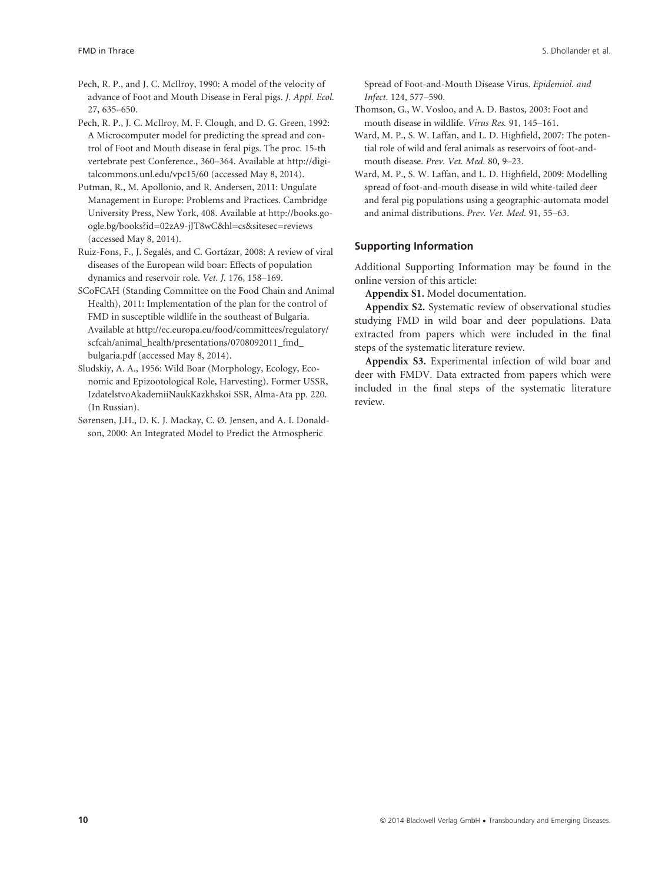Pech, R. P., and J. C. McIlroy, 1990: A model of the velocity of advance of Foot and Mouth Disease in Feral pigs. *J. Appl. Ecol.* 27, 635–650.

Pech, R. P., J. C. McIlroy, M. F. Clough, and D. G. Green, 1992: A Microcomputer model for predicting the spread and control of Foot and Mouth disease in feral pigs. The proc. 15-th vertebrate pest Conference., 360–364. Available at http://digitalcommons.unl.edu/vpc15/60 (accessed May 8, 2014).

Putman, R., M. Apollonio, and R. Andersen, 2011: Ungulate Management in Europe: Problems and Practices. Cambridge University Press, New York, 408. Available at http://books.google.bg/books?id=02zA9-jJT8wC&hl=cs&sitesec=reviews (accessed May 8, 2014).

Ruiz-Fons, F., J. Segalés, and C. Gortázar, 2008: A review of viral diseases of the European wild boar: Effects of population dynamics and reservoir role. *Vet. J.* 176, 158–169.

SCoFCAH (Standing Committee on the Food Chain and Animal Health), 2011: Implementation of the plan for the control of FMD in susceptible wildlife in the southeast of Bulgaria. Available at http://ec.europa.eu/food/committees/regulatory/scfcah/animal_health/presentations/0708092011_fmd_bulgaria.pdf (accessed May 8, 2014).

Sludskiy, A. A., 1956: Wild Boar (Morphology, Ecology, Economic and Epizootological Role, Harvesting). Former USSR, IzdatelstvoAkademiiNaukKazkhskoi SSR, Alma-Ata pp. 220. (In Russian).

Sørensen, J.H., D. K. J. Mackay, C. Ø. Jensen, and A. I. Donaldson, 2000: An Integrated Model to Predict the Atmospheric Spread of Foot-and-Mouth Disease Virus. *Epidemiol. and Infect*. 124, 577–590.

Thomson, G., W. Vosloo, and A. D. Bastos, 2003: Foot and mouth disease in wildlife. *Virus Res.* 91, 145–161.

Ward, M. P., S. W. Laffan, and L. D. Highfield, 2007: The potential role of wild and feral animals as reservoirs of foot-and-mouth disease. *Prev. Vet. Med.* 80, 9–23.

Ward, M. P., S. W. Laffan, and L. D. Highfield, 2009: Modelling spread of foot-and-mouth disease in wild white-tailed deer and feral pig populations using a geographic-automata model and animal distributions. *Prev. Vet. Med.* 91, 55–63.

## Supporting Information

Additional Supporting Information may be found in the online version of this article:

**Appendix S1.** Model documentation.

**Appendix S2.** Systematic review of observational studies studying FMD in wild boar and deer populations. Data extracted from papers which were included in the final steps of the systematic literature review.

**Appendix S3.** Experimental infection of wild boar and deer with FMDV. Data extracted from papers which were included in the final steps of the systematic literature review.